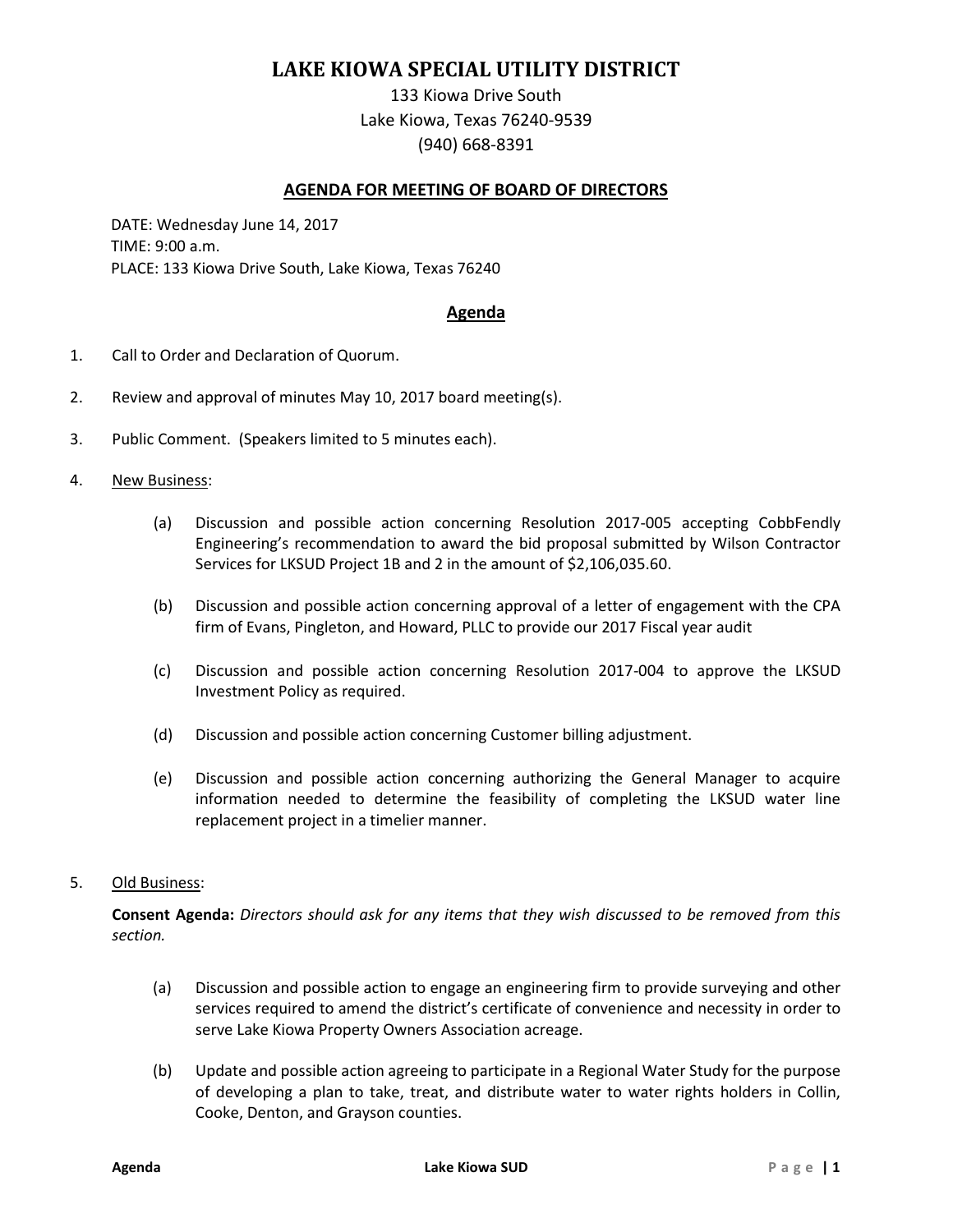# LAKE KIOWA SPECIAL UTILITY DISTRICT

133 Kiowa Drive South
Lake Kiowa, Texas 76240-9539
(940) 668-8391

## AGENDA FOR MEETING OF BOARD OF DIRECTORS

DATE: Wednesday June 14, 2017
TIME: 9:00 a.m.
PLACE: 133 Kiowa Drive South, Lake Kiowa, Texas 76240

## Agenda

1. Call to Order and Declaration of Quorum.

2. Review and approval of minutes May 10, 2017 board meeting(s).

3. Public Comment. (Speakers limited to 5 minutes each).

4. New Business:

   (a) Discussion and possible action concerning Resolution 2017-005 accepting CobbFendly Engineering's recommendation to award the bid proposal submitted by Wilson Contractor Services for LKSUD Project 1B and 2 in the amount of $2,106,035.60.

   (b) Discussion and possible action concerning approval of a letter of engagement with the CPA firm of Evans, Pingleton, and Howard, PLLC to provide our 2017 Fiscal year audit

   (c) Discussion and possible action concerning Resolution 2017-004 to approve the LKSUD Investment Policy as required.

   (d) Discussion and possible action concerning Customer billing adjustment.

   (e) Discussion and possible action concerning authorizing the General Manager to acquire information needed to determine the feasibility of completing the LKSUD water line replacement project in a timelier manner.

5. Old Business:

   **Consent Agenda:** *Directors should ask for any items that they wish discussed to be removed from this section.*

   (a) Discussion and possible action to engage an engineering firm to provide surveying and other services required to amend the district's certificate of convenience and necessity in order to serve Lake Kiowa Property Owners Association acreage.

   (b) Update and possible action agreeing to participate in a Regional Water Study for the purpose of developing a plan to take, treat, and distribute water to water rights holders in Collin, Cooke, Denton, and Grayson counties.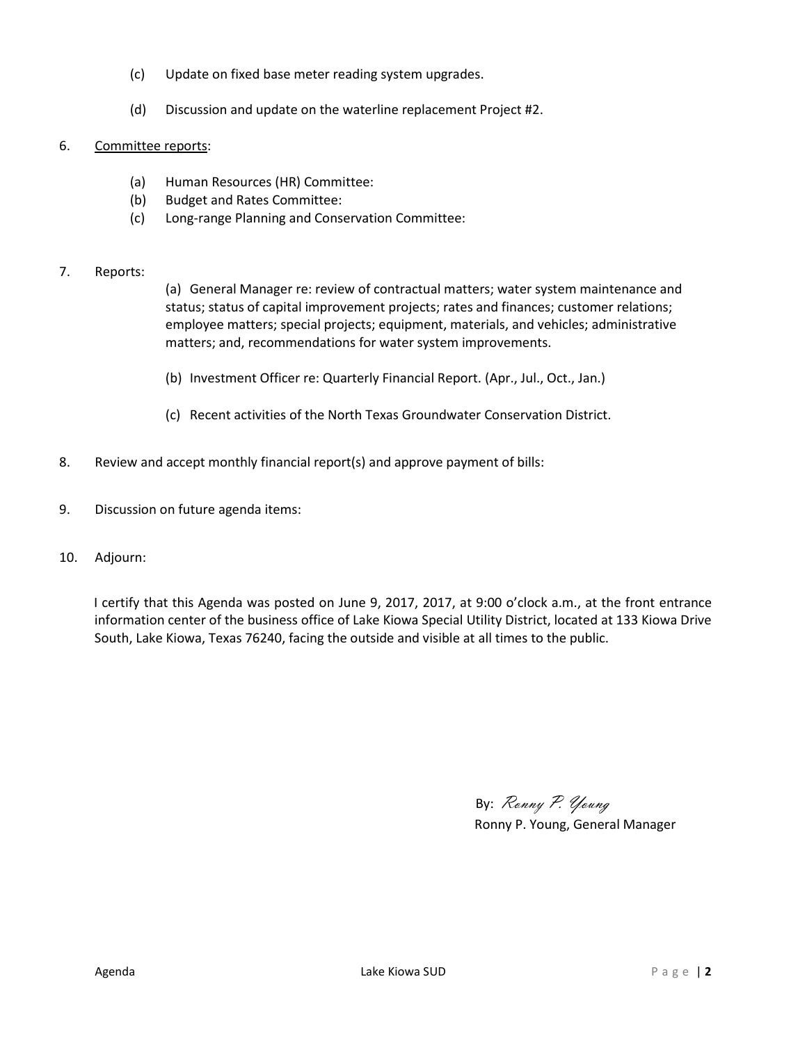(c) Update on fixed base meter reading system upgrades.

(d) Discussion and update on the waterline replacement Project #2.

6. Committee reports:

   (a) Human Resources (HR) Committee:
   (b) Budget and Rates Committee:
   (c) Long-range Planning and Conservation Committee:

7. Reports:

   (a) General Manager re: review of contractual matters; water system maintenance and status; status of capital improvement projects; rates and finances; customer relations; employee matters; special projects; equipment, materials, and vehicles; administrative matters; and, recommendations for water system improvements.

   (b) Investment Officer re: Quarterly Financial Report. (Apr., Jul., Oct., Jan.)

   (c) Recent activities of the North Texas Groundwater Conservation District.

8. Review and accept monthly financial report(s) and approve payment of bills:

9. Discussion on future agenda items:

10. Adjourn:

I certify that this Agenda was posted on June 9, 2017, 2017, at 9:00 o'clock a.m., at the front entrance information center of the business office of Lake Kiowa Special Utility District, located at 133 Kiowa Drive South, Lake Kiowa, Texas 76240, facing the outside and visible at all times to the public.

By: *Ronny P. Young*
Ronny P. Young, General Manager